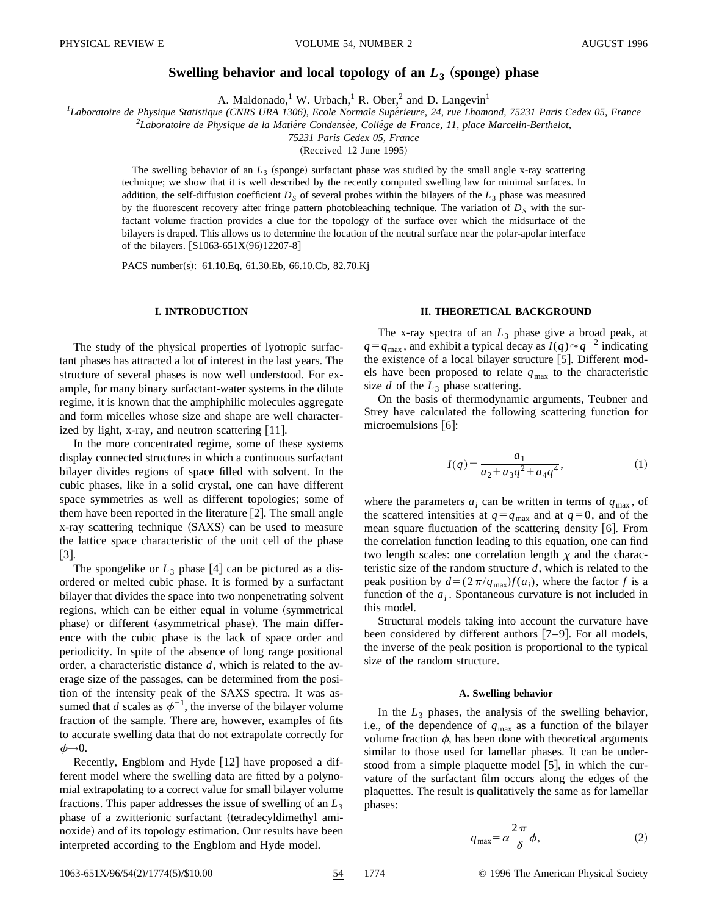# Swelling behavior and local topology of an $L_3$ (sponge) phase

A. Maldonado,[1] W. Urbach,[1] R. Ober,[2] and D. Langevin[1]

[1]Laboratoire de Physique Statistique (CNRS URA 1306), Ecole Normale Supérieure, 24, rue Lhomond, 75231 Paris Cedex 05, France

[2]Laboratoire de Physique de la Matière Condensée, Collège de France, 11, place Marcelin-Berthelot, 75231 Paris Cedex 05, France

(Received 12 June 1995)

The swelling behavior of an $L_3$ (sponge) surfactant phase was studied by the small angle x-ray scattering technique; we show that it is well described by the recently computed swelling law for minimal surfaces. In addition, the self-diffusion coefficient $D_S$ of several probes within the bilayers of the $L_3$ phase was measured by the fluorescent recovery after fringe pattern photobleaching technique. The variation of $D_S$ with the surfactant volume fraction provides a clue for the topology of the surface over which the midsurface of the bilayers is draped. This allows us to determine the location of the neutral surface near the polar-apolar interface of the bilayers. [S1063-651X(96)12207-8]

PACS number(s): 61.10.Eq, 61.30.Eb, 66.10.Cb, 82.70.Kj

## I. INTRODUCTION

The study of the physical properties of lyotropic surfactant phases has attracted a lot of interest in the last years. The structure of several phases is now well understood. For example, for many binary surfactant-water systems in the dilute regime, it is known that the amphiphilic molecules aggregate and form micelles whose size and shape are well characterized by light, x-ray, and neutron scattering [11].

In the more concentrated regime, some of these systems display connected structures in which a continuous surfactant bilayer divides regions of space filled with solvent. In the cubic phases, like in a solid crystal, one can have different space symmetries as well as different topologies; some of them have been reported in the literature [2]. The small angle x-ray scattering technique (SAXS) can be used to measure the lattice space characteristic of the unit cell of the phase [3].

The spongelike or $L_3$ phase [4] can be pictured as a disordered or melted cubic phase. It is formed by a surfactant bilayer that divides the space into two nonpenetrating solvent regions, which can be either equal in volume (symmetrical phase) or different (asymmetrical phase). The main difference with the cubic phase is the lack of space order and periodicity. In spite of the absence of long range positional order, a characteristic distance $d$, which is related to the average size of the passages, can be determined from the position of the intensity peak of the SAXS spectra. It was assumed that $d$ scales as $\phi^{-1}$, the inverse of the bilayer volume fraction of the sample. There are, however, examples of fits to accurate swelling data that do not extrapolate correctly for $\phi \to 0$.

Recently, Engblom and Hyde [12] have proposed a different model where the swelling data are fitted by a polynomial extrapolating to a correct value for small bilayer volume fractions. This paper addresses the issue of swelling of an $L_3$ phase of a zwitterionic surfactant (tetradecyldimethyl aminoxide) and of its topology estimation. Our results have been interpreted according to the Engblom and Hyde model.

## II. THEORETICAL BACKGROUND

The x-ray spectra of an $L_3$ phase give a broad peak, at $q = q_{max}$, and exhibit a typical decay as $I(q) \approx q^{-2}$ indicating the existence of a local bilayer structure [5]. Different models have been proposed to relate $q_{max}$ to the characteristic size $d$ of the $L_3$ phase scattering.

On the basis of thermodynamic arguments, Teubner and Strey have calculated the following scattering function for microemulsions [6]:

$$I(q) = \frac{a_1}{a_2 + a_3 q^2 + a_4 q^4}, \tag{1}$$

where the parameters $a_i$ can be written in terms of $q_{max}$, of the scattered intensities at $q = q_{max}$ and at $q = 0$, and of the mean square fluctuation of the scattering density [6]. From the correlation function leading to this equation, one can find two length scales: one correlation length $\chi$ and the characteristic size of the random structure $d$, which is related to the peak position by $d = (2\pi/q_{max}) f(a_i)$, where the factor $f$ is a function of the $a_i$. Spontaneous curvature is not included in this model.

Structural models taking into account the curvature have been considered by different authors [7–9]. For all models, the inverse of the peak position is proportional to the typical size of the random structure.

### A. Swelling behavior

In the $L_3$ phases, the analysis of the swelling behavior, i.e., of the dependence of $q_{max}$ as a function of the bilayer volume fraction $\phi$, has been done with theoretical arguments similar to those used for lamellar phases. It can be understood from a simple plaquette model [5], in which the curvature of the surfactant film occurs along the edges of the plaquettes. The result is qualitatively the same as for lamellar phases:

$$q_{max} = \alpha \frac{2\pi}{\delta} \phi, \tag{2}$$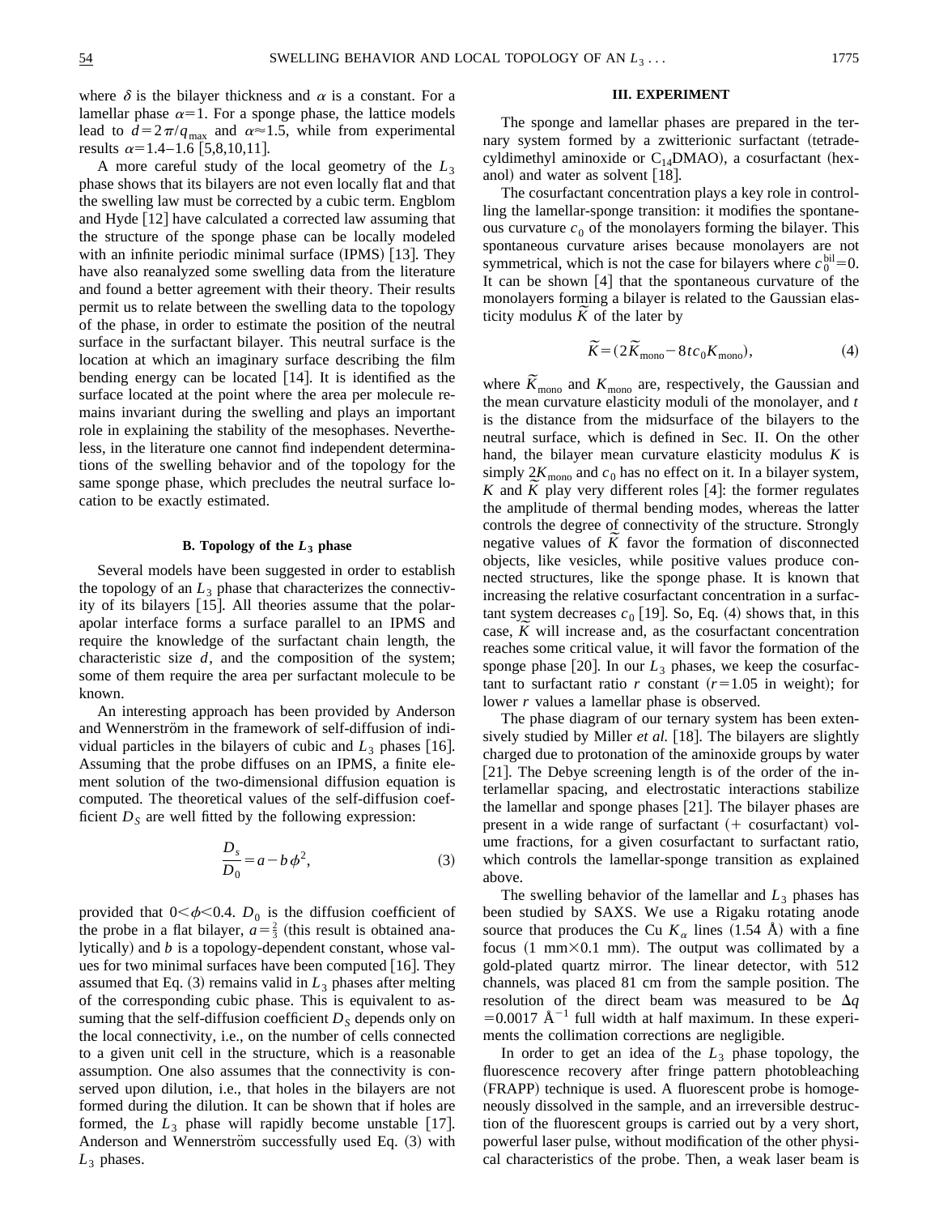where $\delta$ is the bilayer thickness and $\alpha$ is a constant. For a lamellar phase $\alpha=1$. For a sponge phase, the lattice models lead to $d=2\pi/q_{\max}$ and $\alpha\approx1.5$, while from experimental results $\alpha=1.4$–$1.6$ [5,8,10,11].

A more careful study of the local geometry of the $L_3$ phase shows that its bilayers are not even locally flat and that the swelling law must be corrected by a cubic term. Engblom and Hyde [12] have calculated a corrected law assuming that the structure of the sponge phase can be locally modeled with an infinite periodic minimal surface (IPMS) [13]. They have also reanalyzed some swelling data from the literature and found a better agreement with their theory. Their results permit us to relate between the swelling data to the topology of the phase, in order to estimate the position of the neutral surface in the surfactant bilayer. This neutral surface is the location at which an imaginary surface describing the film bending energy can be located [14]. It is identified as the surface located at the point where the area per molecule remains invariant during the swelling and plays an important role in explaining the stability of the mesophases. Nevertheless, in the literature one cannot find independent determinations of the swelling behavior and of the topology for the same sponge phase, which precludes the neutral surface location to be exactly estimated.

### B. Topology of the $L_3$ phase

Several models have been suggested in order to establish the topology of an $L_3$ phase that characterizes the connectivity of its bilayers [15]. All theories assume that the polar-apolar interface forms a surface parallel to an IPMS and require the knowledge of the surfactant chain length, the characteristic size $d$, and the composition of the system; some of them require the area per surfactant molecule to be known.

An interesting approach has been provided by Anderson and Wennerström in the framework of self-diffusion of individual particles in the bilayers of cubic and $L_3$ phases [16]. Assuming that the probe diffuses on an IPMS, a finite element solution of the two-dimensional diffusion equation is computed. The theoretical values of the self-diffusion coefficient $D_S$ are well fitted by the following expression:

$$\frac{D_s}{D_0}=a-b\phi^2, \tag{3}$$

provided that $0<\phi<0.4$. $D_0$ is the diffusion coefficient of the probe in a flat bilayer, $a=\frac{2}{3}$ (this result is obtained analytically) and $b$ is a topology-dependent constant, whose values for two minimal surfaces have been computed [16]. They assumed that Eq. (3) remains valid in $L_3$ phases after melting of the corresponding cubic phase. This is equivalent to assuming that the self-diffusion coefficient $D_S$ depends only on the local connectivity, i.e., on the number of cells connected to a given unit cell in the structure, which is a reasonable assumption. One also assumes that the connectivity is conserved upon dilution, i.e., that holes in the bilayers are not formed during the dilution. It can be shown that if holes are formed, the $L_3$ phase will rapidly become unstable [17]. Anderson and Wennerström successfully used Eq. (3) with $L_3$ phases.

## III. EXPERIMENT

The sponge and lamellar phases are prepared in the ternary system formed by a zwitterionic surfactant (tetradecyldimethyl aminoxide or $C_{14}$DMAO), a cosurfactant (hexanol) and water as solvent [18].

The cosurfactant concentration plays a key role in controlling the lamellar-sponge transition: it modifies the spontaneous curvature $c_0$ of the monolayers forming the bilayer. This spontaneous curvature arises because monolayers are not symmetrical, which is not the case for bilayers where $c_0^{\text{bil}}=0$. It can be shown [4] that the spontaneous curvature of the monolayers forming a bilayer is related to the Gaussian elasticity modulus $\tilde{K}$ of the later by

$$\tilde{K}=(2\tilde{K}_{\text{mono}}-8tc_0K_{\text{mono}}), \tag{4}$$

where $\tilde{K}_{\text{mono}}$ and $K_{\text{mono}}$ are, respectively, the Gaussian and the mean curvature elasticity moduli of the monolayer, and $t$ is the distance from the midsurface of the bilayers to the neutral surface, which is defined in Sec. II. On the other hand, the bilayer mean curvature elasticity modulus $K$ is simply $2K_{\text{mono}}$ and $c_0$ has no effect on it. In a bilayer system, $K$ and $\tilde{K}$ play very different roles [4]: the former regulates the amplitude of thermal bending modes, whereas the latter controls the degree of connectivity of the structure. Strongly negative values of $\tilde{K}$ favor the formation of disconnected objects, like vesicles, while positive values produce connected structures, like the sponge phase. It is known that increasing the relative cosurfactant concentration in a surfactant system decreases $c_0$ [19]. So, Eq. (4) shows that, in this case, $\tilde{K}$ will increase and, as the cosurfactant concentration reaches some critical value, it will favor the formation of the sponge phase [20]. In our $L_3$ phases, we keep the cosurfactant to surfactant ratio $r$ constant ($r=1.05$ in weight); for lower $r$ values a lamellar phase is observed.

The phase diagram of our ternary system has been extensively studied by Miller *et al.* [18]. The bilayers are slightly charged due to protonation of the aminoxide groups by water [21]. The Debye screening length is of the order of the interlamellar spacing, and electrostatic interactions stabilize the lamellar and sponge phases [21]. The bilayer phases are present in a wide range of surfactant (+ cosurfactant) volume fractions, for a given cosurfactant to surfactant ratio, which controls the lamellar-sponge transition as explained above.

The swelling behavior of the lamellar and $L_3$ phases has been studied by SAXS. We use a Rigaku rotating anode source that produces the Cu $K_\alpha$ lines (1.54 Å) with a fine focus (1 mm×0.1 mm). The output was collimated by a gold-plated quartz mirror. The linear detector, with 512 channels, was placed 81 cm from the sample position. The resolution of the direct beam was measured to be $\Delta q=0.0017$ Å$^{-1}$ full width at half maximum. In these experiments the collimation corrections are negligible.

In order to get an idea of the $L_3$ phase topology, the fluorescence recovery after fringe pattern photobleaching (FRAPP) technique is used. A fluorescent probe is homogeneously dissolved in the sample, and an irreversible destruction of the fluorescent groups is carried out by a very short, powerful laser pulse, without modification of the other physical characteristics of the probe. Then, a weak laser beam is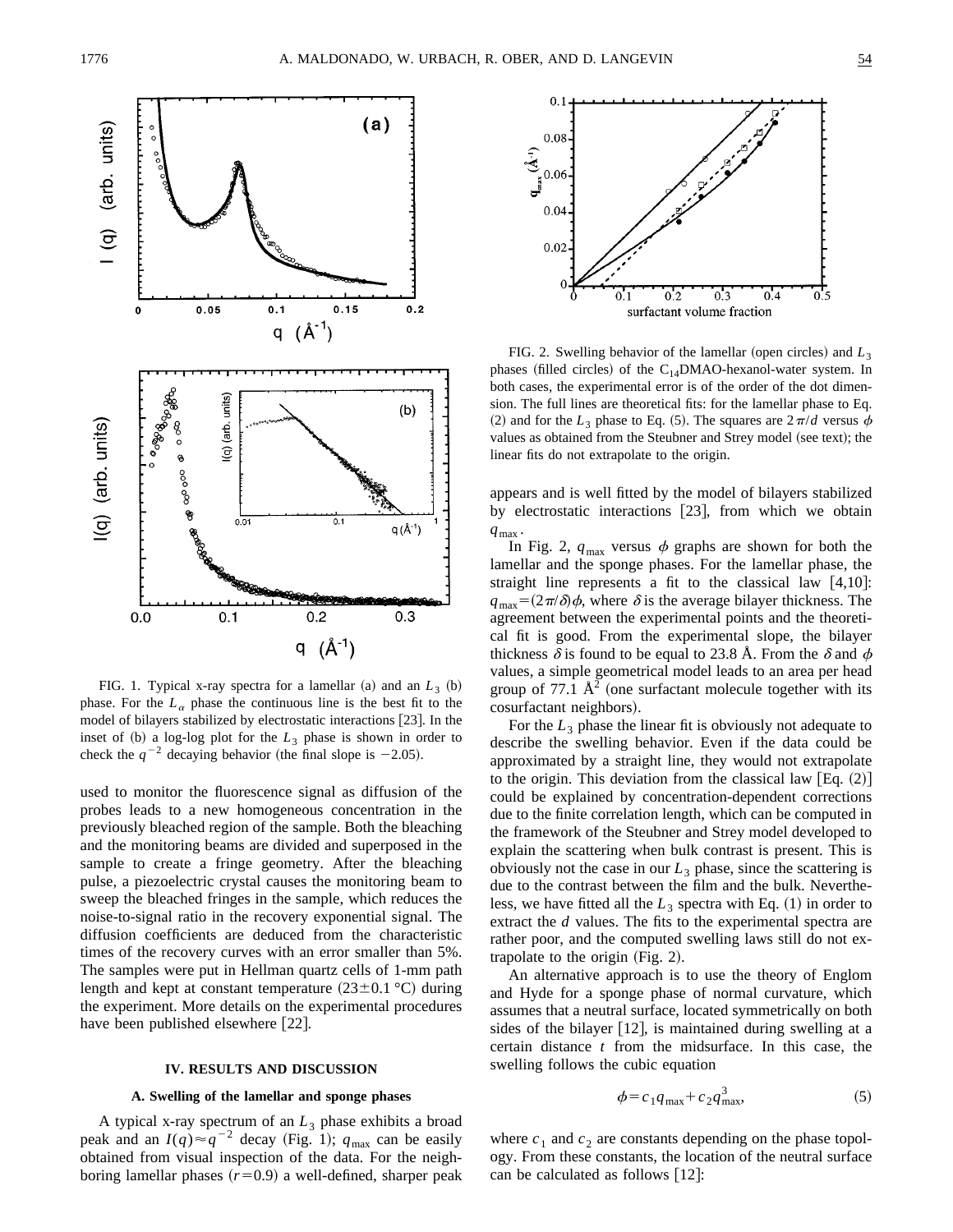FIG. 1. Typical x-ray spectra for a lamellar (a) and an $L_3$ (b) phase. For the $L_\alpha$ phase the continuous line is the best fit to the model of bilayers stabilized by electrostatic interactions [23]. In the inset of (b) a log-log plot for the $L_3$ phase is shown in order to check the $q^{-2}$ decaying behavior (the final slope is $-2.05$).

used to monitor the fluorescence signal as diffusion of the probes leads to a new homogeneous concentration in the previously bleached region of the sample. Both the bleaching and the monitoring beams are divided and superposed in the sample to create a fringe geometry. After the bleaching pulse, a piezoelectric crystal causes the monitoring beam to sweep the bleached fringes in the sample, which reduces the noise-to-signal ratio in the recovery exponential signal. The diffusion coefficients are deduced from the characteristic times of the recovery curves with an error smaller than 5%. The samples were put in Hellman quartz cells of 1-mm path length and kept at constant temperature (23±0.1 °C) during the experiment. More details on the experimental procedures have been published elsewhere [22].

## IV. RESULTS AND DISCUSSION

### A. Swelling of the lamellar and sponge phases

A typical x-ray spectrum of an $L_3$ phase exhibits a broad peak and an $I(q) \approx q^{-2}$ decay (Fig. 1); $q_{max}$ can be easily obtained from visual inspection of the data. For the neighboring lamellar phases ($r=0.9$) a well-defined, sharper peak appears and is well fitted by the model of bilayers stabilized by electrostatic interactions [23], from which we obtain $q_{max}$.

FIG. 2. Swelling behavior of the lamellar (open circles) and $L_3$ phases (filled circles) of the $C_{14}$DMAO-hexanol-water system. In both cases, the experimental error is of the order of the dot dimension. The full lines are theoretical fits: for the lamellar phase to Eq. (2) and for the $L_3$ phase to Eq. (5). The squares are $2\pi/d$ versus $\phi$ values as obtained from the Steubner and Strey model (see text); the linear fits do not extrapolate to the origin.

In Fig. 2, $q_{max}$ versus $\phi$ graphs are shown for both the lamellar and the sponge phases. For the lamellar phase, the straight line represents a fit to the classical law [4,10]: $q_{max} = (2\pi/\delta)\phi$, where $\delta$ is the average bilayer thickness. The agreement between the experimental points and the theoretical fit is good. From the experimental slope, the bilayer thickness $\delta$ is found to be equal to 23.8 Å. From the $\delta$ and $\phi$ values, a simple geometrical model leads to an area per head group of 77.1 Å$^2$ (one surfactant molecule together with its cosurfactant neighbors).

For the $L_3$ phase the linear fit is obviously not adequate to describe the swelling behavior. Even if the data could be approximated by a straight line, they would not extrapolate to the origin. This deviation from the classical law [Eq. (2)] could be explained by concentration-dependent corrections due to the finite correlation length, which can be computed in the framework of the Steubner and Strey model developed to explain the scattering when bulk contrast is present. This is obviously not the case in our $L_3$ phase, since the scattering is due to the contrast between the film and the bulk. Nevertheless, we have fitted all the $L_3$ spectra with Eq. (1) in order to extract the $d$ values. The fits to the experimental spectra are rather poor, and the computed swelling laws still do not extrapolate to the origin (Fig. 2).

An alternative approach is to use the theory of Englom and Hyde for a sponge phase of normal curvature, which assumes that a neutral surface, located symmetrically on both sides of the bilayer [12], is maintained during swelling at a certain distance $t$ from the midsurface. In this case, the swelling follows the cubic equation

$$\phi = c_1 q_{max} + c_2 q_{max}^3, \tag{5}$$

where $c_1$ and $c_2$ are constants depending on the phase topology. From these constants, the location of the neutral surface can be calculated as follows [12]: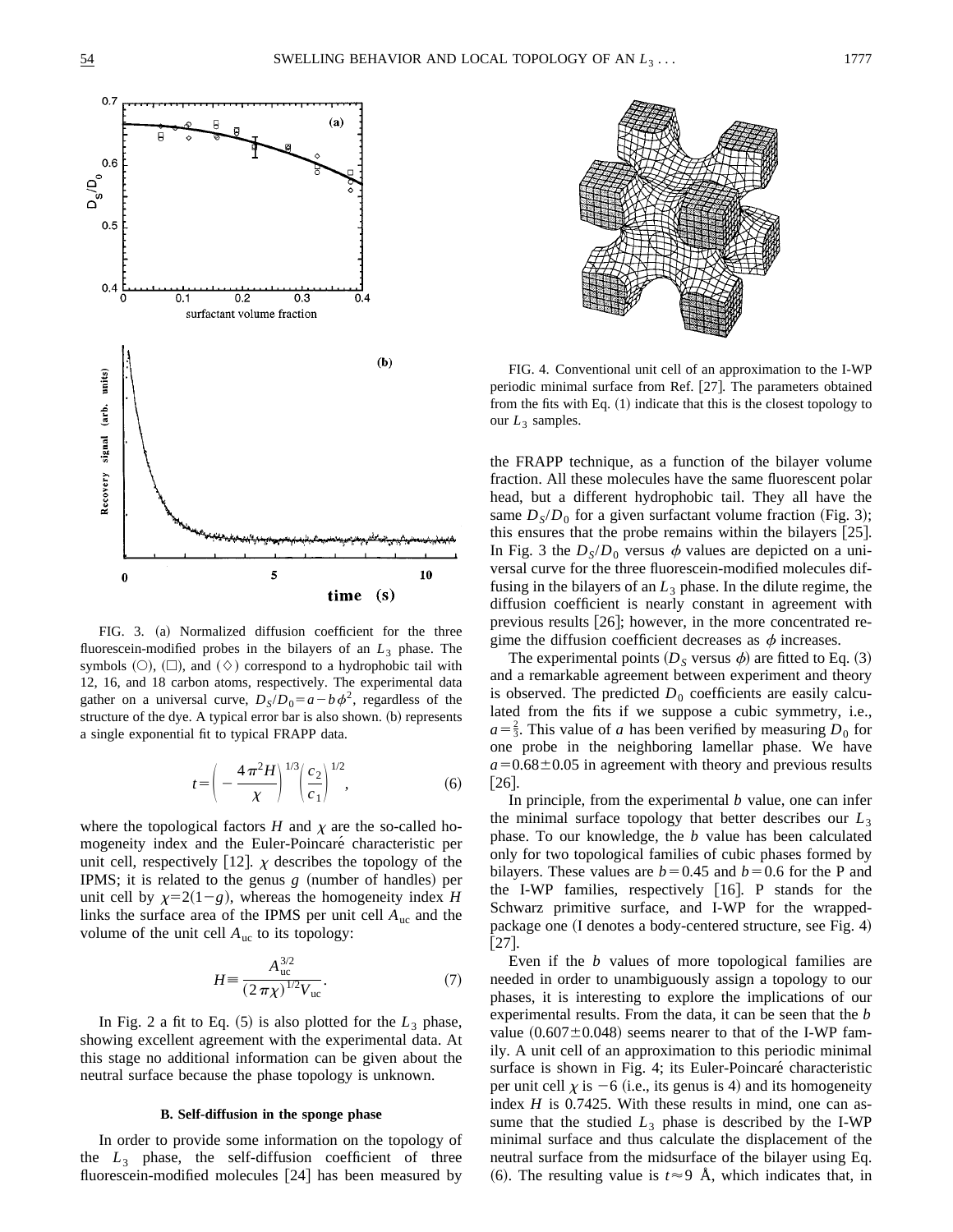FIG. 3. (a) Normalized diffusion coefficient for the three fluorescein-modified probes in the bilayers of an $L_3$ phase. The symbols (○), (□), and (◇) correspond to a hydrophobic tail with 12, 16, and 18 carbon atoms, respectively. The experimental data gather on a universal curve, $D_S/D_0 = a - b\phi^2$, regardless of the structure of the dye. A typical error bar is also shown. (b) represents a single exponential fit to typical FRAPP data.

$$t = \left( -\frac{4\pi^2 H}{\chi} \right)^{1/3} \left( \frac{c_2}{c_1} \right)^{1/2}, \tag{6}$$

where the topological factors $H$ and $\chi$ are the so-called homogeneity index and the Euler-Poincaré characteristic per unit cell, respectively [12]. $\chi$ describes the topology of the IPMS; it is related to the genus $g$ (number of handles) per unit cell by $\chi = 2(1-g)$, whereas the homogeneity index $H$ links the surface area of the IPMS per unit cell $A_{uc}$ and the volume of the unit cell $A_{uc}$ to its topology:

$$H \equiv \frac{A_{uc}^{3/2}}{(2\pi\chi)^{1/2} V_{uc}}. \tag{7}$$

In Fig. 2 a fit to Eq. (5) is also plotted for the $L_3$ phase, showing excellent agreement with the experimental data. At this stage no additional information can be given about the neutral surface because the phase topology is unknown.

### B. Self-diffusion in the sponge phase

In order to provide some information on the topology of the $L_3$ phase, the self-diffusion coefficient of three fluorescein-modified molecules [24] has been measured by the FRAPP technique, as a function of the bilayer volume fraction. All these molecules have the same fluorescent polar head, but a different hydrophobic tail. They all have the same $D_S/D_0$ for a given surfactant volume fraction (Fig. 3); this ensures that the probe remains within the bilayers [25]. In Fig. 3 the $D_S/D_0$ versus $\phi$ values are depicted on a universal curve for the three fluorescein-modified molecules diffusing in the bilayers of an $L_3$ phase. In the dilute regime, the diffusion coefficient is nearly constant in agreement with previous results [26]; however, in the more concentrated regime the diffusion coefficient decreases as $\phi$ increases.

The experimental points ($D_S$ versus $\phi$) are fitted to Eq. (3) and a remarkable agreement between experiment and theory is observed. The predicted $D_0$ coefficients are easily calculated from the fits if we suppose a cubic symmetry, i.e., $a = \frac{2}{3}$. This value of $a$ has been verified by measuring $D_0$ for one probe in the neighboring lamellar phase. We have $a = 0.68 \pm 0.05$ in agreement with theory and previous results [26].

In principle, from the experimental $b$ value, one can infer the minimal surface topology that better describes our $L_3$ phase. To our knowledge, the $b$ value has been calculated only for two topological families of cubic phases formed by bilayers. These values are $b = 0.45$ and $b = 0.6$ for the P and the I-WP families, respectively [16]. P stands for the Schwarz primitive surface, and I-WP for the wrapped-package one (I denotes a body-centered structure, see Fig. 4) [27].

FIG. 4. Conventional unit cell of an approximation to the I-WP periodic minimal surface from Ref. [27]. The parameters obtained from the fits with Eq. (1) indicate that this is the closest topology to our $L_3$ samples.

Even if the $b$ values of more topological families are needed in order to unambiguously assign a topology to our phases, it is interesting to explore the implications of our experimental results. From the data, it can be seen that the $b$ value ($0.607 \pm 0.048$) seems nearer to that of the I-WP family. A unit cell of an approximation to this periodic minimal surface is shown in Fig. 4; its Euler-Poincaré characteristic per unit cell $\chi$ is $-6$ (i.e., its genus is 4) and its homogeneity index $H$ is 0.7425. With these results in mind, one can assume that the studied $L_3$ phase is described by the I-WP minimal surface and thus calculate the displacement of the neutral surface from the midsurface of the bilayer using Eq. (6). The resulting value is $t \approx 9$ Å, which indicates that, in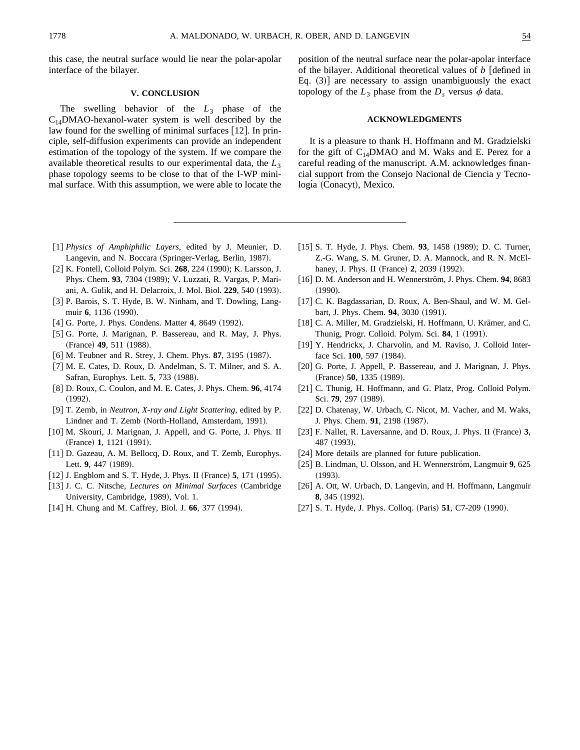this case, the neutral surface would lie near the polar-apolar interface of the bilayer.

## V. CONCLUSION

The swelling behavior of the $L_3$ phase of the $C_{14}$DMAO-hexanol-water system is well described by the law found for the swelling of minimal surfaces [12]. In principle, self-diffusion experiments can provide an independent estimation of the topology of the system. If we compare the available theoretical results to our experimental data, the $L_3$ phase topology seems to be close to that of the I-WP minimal surface. With this assumption, we were able to locate the position of the neutral surface near the polar-apolar interface of the bilayer. Additional theoretical values of $b$ [defined in Eq. (3)] are necessary to assign unambiguously the exact topology of the $L_3$ phase from the $D_s$ versus $\phi$ data.

## ACKNOWLEDGMENTS

It is a pleasure to thank H. Hoffmann and M. Gradzielski for the gift of $C_{14}$DMAO and M. Waks and E. Perez for a careful reading of the manuscript. A.M. acknowledges financial support from the Consejo Nacional de Ciencia y Tecnología (Conacyt), Mexico.

---

[1] *Physics of Amphiphilic Layers*, edited by J. Meunier, D. Langevin, and N. Boccara (Springer-Verlag, Berlin, 1987).

[2] K. Fontell, Colloid Polym. Sci. **268**, 224 (1990); K. Larsson, J. Phys. Chem. **93**, 7304 (1989); V. Luzzati, R. Vargas, P. Mariani, A. Gulik, and H. Delacroix, J. Mol. Biol. **229**, 540 (1993).

[3] P. Barois, S. T. Hyde, B. W. Ninham, and T. Dowling, Langmuir **6**, 1136 (1990).

[4] G. Porte, J. Phys. Condens. Matter **4**, 8649 (1992).

[5] G. Porte, J. Marignan, P. Bassereau, and R. May, J. Phys. (France) **49**, 511 (1988).

[6] M. Teubner and R. Strey, J. Chem. Phys. **87**, 3195 (1987).

[7] M. E. Cates, D. Roux, D. Andelman, S. T. Milner, and S. A. Safran, Europhys. Lett. **5**, 733 (1988).

[8] D. Roux, C. Coulon, and M. E. Cates, J. Phys. Chem. **96**, 4174 (1992).

[9] T. Zemb, in *Neutron, X-ray and Light Scattering*, edited by P. Lindner and T. Zemb (North-Holland, Amsterdam, 1991).

[10] M. Skouri, J. Marignan, J. Appell, and G. Porte, J. Phys. II (France) **1**, 1121 (1991).

[11] D. Gazeau, A. M. Bellocq, D. Roux, and T. Zemb, Europhys. Lett. **9**, 447 (1989).

[12] J. Engblom and S. T. Hyde, J. Phys. II (France) **5**, 171 (1995).

[13] J. C. C. Nitsche, *Lectures on Minimal Surfaces* (Cambridge University, Cambridge, 1989), Vol. 1.

[14] H. Chung and M. Caffrey, Biol. J. **66**, 377 (1994).

[15] S. T. Hyde, J. Phys. Chem. **93**, 1458 (1989); D. C. Turner, Z.-G. Wang, S. M. Gruner, D. A. Mannock, and R. N. McElhaney, J. Phys. II (France) **2**, 2039 (1992).

[16] D. M. Anderson and H. Wennerström, J. Phys. Chem. **94**, 8683 (1990).

[17] C. K. Bagdassarian, D. Roux, A. Ben-Shaul, and W. M. Gelbart, J. Phys. Chem. **94**, 3030 (1991).

[18] C. A. Miller, M. Gradzielski, H. Hoffmann, U. Krämer, and C. Thunig, Progr. Colloid. Polym. Sci. **84**, 1 (1991).

[19] Y. Hendrickx, J. Charvolin, and M. Raviso, J. Colloid Interface Sci. **100**, 597 (1984).

[20] G. Porte, J. Appell, P. Bassereau, and J. Marignan, J. Phys. (France) **50**, 1335 (1989).

[21] C. Thunig, H. Hoffmann, and G. Platz, Prog. Colloid Polym. Sci. **79**, 297 (1989).

[22] D. Chatenay, W. Urbach, C. Nicot, M. Vacher, and M. Waks, J. Phys. Chem. **91**, 2198 (1987).

[23] F. Nallet, R. Laversanne, and D. Roux, J. Phys. II (France) **3**, 487 (1993).

[24] More details are planned for future publication.

[25] B. Lindman, U. Olsson, and H. Wennerström, Langmuir **9**, 625 (1993).

[26] A. Ott, W. Urbach, D. Langevin, and H. Hoffmann, Langmuir **8**, 345 (1992).

[27] S. T. Hyde, J. Phys. Colloq. (Paris) **51**, C7-209 (1990).